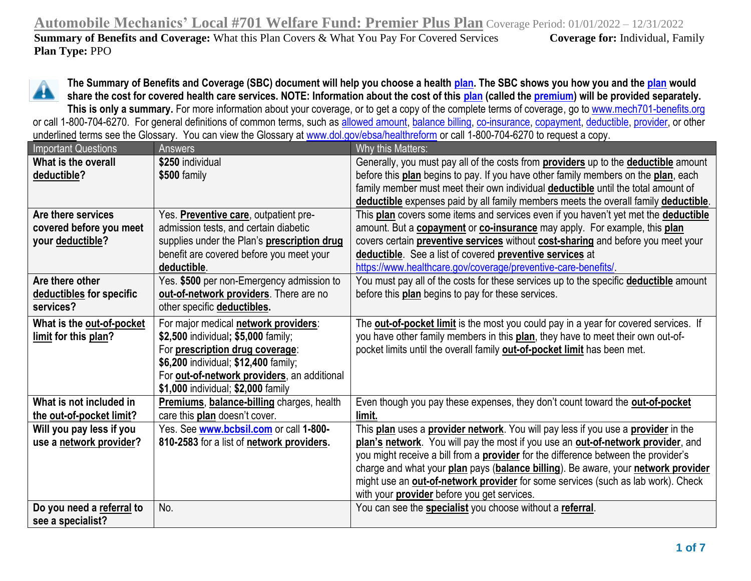# Automobile Mechanics' Local #701 Welfare Fund: Premier Plus Plan

Coverage Period: 01/01/2022 – 12/31/2022

**Summary of Benefits and Coverage:** What this Plan Covers & What You Pay For Covered Services

**Coverage for:** Individual, Family

**Plan Type:** PPO

**The Summary of Benefits and Coverage (SBC) document will help you choose a health plan. The SBC shows you how you and the plan would share the cost for covered health care services. NOTE: Information about the cost of this plan (called the premium) will be provided separately. This is only a summary.** For more information about your coverage, or to get a copy of the complete terms of coverage, go to www.mech701-benefits.org or call 1-800-704-6270. For general definitions of common terms, such as allowed amount, balance billing, co-insurance, copayment, deductible, provider, or other underlined terms see the Glossary. You can view the Glossary at www.dol.gov/ebsa/healthreform or call 1-800-704-6270 to request a copy.

| Important Questions | Answers | Why this Matters: |
| --- | --- | --- |
| **What is the overall deductible?** | **$250** individual<br>**$500** family | Generally, you must pay all of the costs from **providers** up to the **deductible** amount before this **plan** begins to pay. If you have other family members on the **plan**, each family member must meet their own individual **deductible** until the total amount of **deductible** expenses paid by all family members meets the overall family **deductible**. |
| **Are there services covered before you meet your deductible?** | Yes. **Preventive care**, outpatient pre-admission tests, and certain diabetic supplies under the Plan's **prescription drug** benefit are covered before you meet your **deductible**. | This **plan** covers some items and services even if you haven't yet met the **deductible** amount. But a **copayment** or **co-insurance** may apply. For example, this **plan** covers certain **preventive services** without **cost-sharing** and before you meet your **deductible**. See a list of covered **preventive services** at https://www.healthcare.gov/coverage/preventive-care-benefits/. |
| **Are there other deductibles for specific services?** | Yes. **$500** per non-Emergency admission to **out-of-network providers**. There are no other specific **deductibles.** | You must pay all of the costs for these services up to the specific **deductible** amount before this **plan** begins to pay for these services. |
| **What is the out-of-pocket limit for this plan?** | For major medical **network providers**: **$2,500** individual**; $5,000** family;<br>For **prescription drug coverage**: **$6,200** individual; **$12,400** family;<br>For **out-of-network providers**, an additional **$1,000** individual; **$2,000** family | The **out-of-pocket limit** is the most you could pay in a year for covered services. If you have other family members in this **plan**, they have to meet their own out-of-pocket limits until the overall family **out-of-pocket limit** has been met. |
| **What is not included in the out-of-pocket limit?** | **Premiums**, **balance-billing** charges, health care this **plan** doesn't cover. | Even though you pay these expenses, they don't count toward the **out-of-pocket limit.** |
| **Will you pay less if you use a network provider?** | Yes. See **www.bcbsil.com** or call **1-800-810-2583** for a list of **network providers.** | This **plan** uses a **provider network**. You will pay less if you use a **provider** in the **plan's network**. You will pay the most if you use an **out-of-network provider**, and you might receive a bill from a **provider** for the difference between the provider's charge and what your **plan** pays (**balance billing**). Be aware, your **network provider** might use an **out-of-network provider** for some services (such as lab work). Check with your **provider** before you get services. |
| **Do you need a referral to see a specialist?** | No. | You can see the **specialist** you choose without a **referral**. |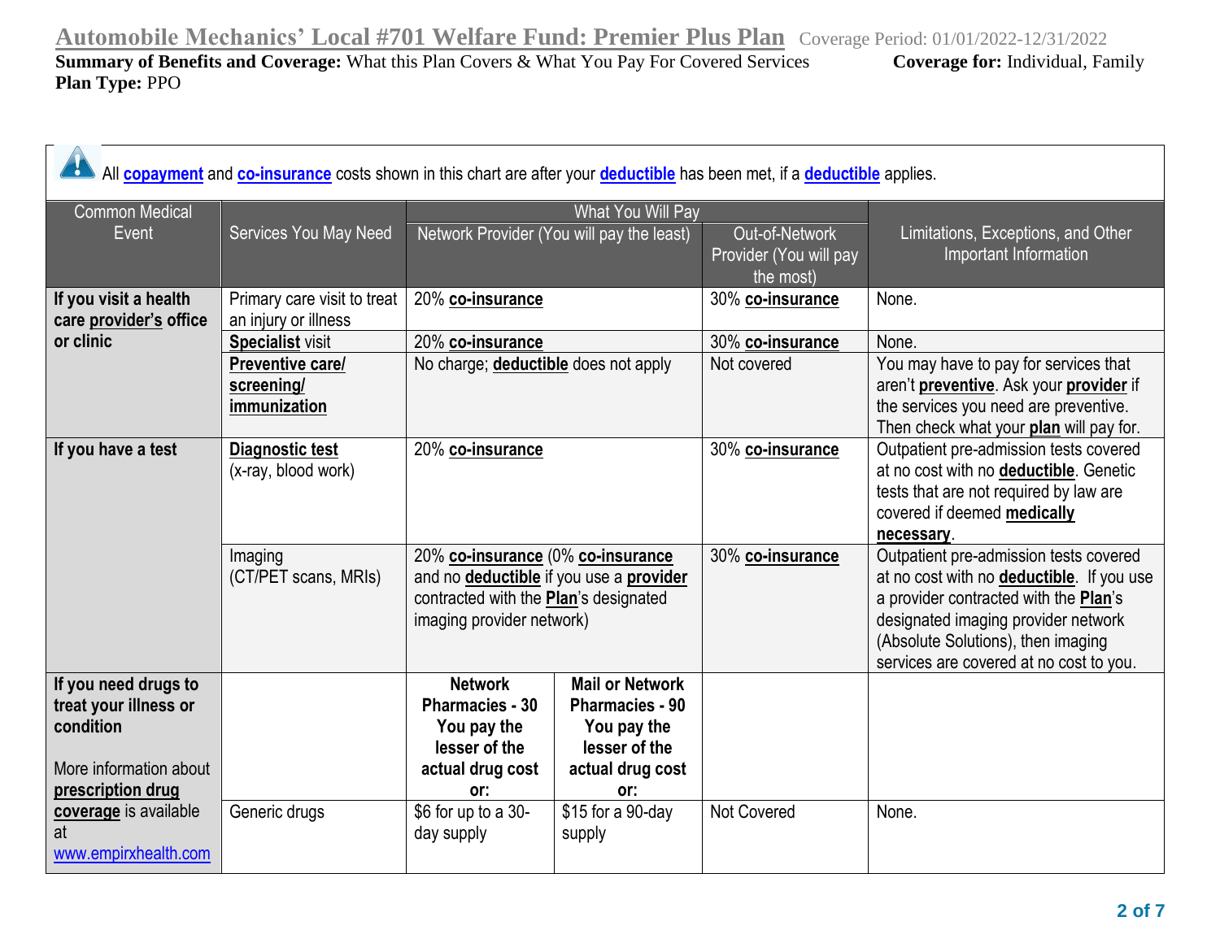# Automobile Mechanics' Local #701 Welfare Fund: Premier Plus Plan

Coverage Period: 01/01/2022-12/31/2022

**Summary of Benefits and Coverage:** What this Plan Covers & What You Pay For Covered Services **Coverage for:** Individual, Family **Plan Type:** PPO

All **copayment** and **co-insurance** costs shown in this chart are after your **deductible** has been met, if a **deductible** applies.

| Common Medical Event | Services You May Need | What You Will Pay: Network Provider (You will pay the least) | | What You Will Pay: Out-of-Network Provider (You will pay the most) | Limitations, Exceptions, and Other Important Information |
|---|---|---|---|---|---|
| **If you visit a health care provider's office or clinic** | Primary care visit to treat an injury or illness | 20% **co-insurance** | | 30% **co-insurance** | None. |
| | **Specialist** visit | 20% **co-insurance** | | 30% **co-insurance** | None. |
| | **Preventive care/ screening/ immunization** | No charge; **deductible** does not apply | | Not covered | You may have to pay for services that aren't **preventive**. Ask your **provider** if the services you need are preventive. Then check what your **plan** will pay for. |
| **If you have a test** | **Diagnostic test** (x-ray, blood work) | 20% **co-insurance** | | 30% **co-insurance** | Outpatient pre-admission tests covered at no cost with no **deductible**. Genetic tests that are not required by law are covered if deemed **medically necessary**. |
| | Imaging (CT/PET scans, MRIs) | 20% **co-insurance** (0% **co-insurance** and no **deductible** if you use a **provider** contracted with the **Plan**'s designated imaging provider network) | | 30% **co-insurance** | Outpatient pre-admission tests covered at no cost with no **deductible**. If you use a provider contracted with the **Plan**'s designated imaging provider network (Absolute Solutions), then imaging services are covered at no cost to you. |
| **If you need drugs to treat your illness or condition**<br><br>More information about **prescription drug coverage** is available at www.empirxhealth.com | | **Network Pharmacies - 30 You pay the lesser of the actual drug cost or:** | **Mail or Network Pharmacies - 90 You pay the lesser of the actual drug cost or:** | | |
| | Generic drugs | $6 for up to a 30-day supply | $15 for a 90-day supply | Not Covered | None. |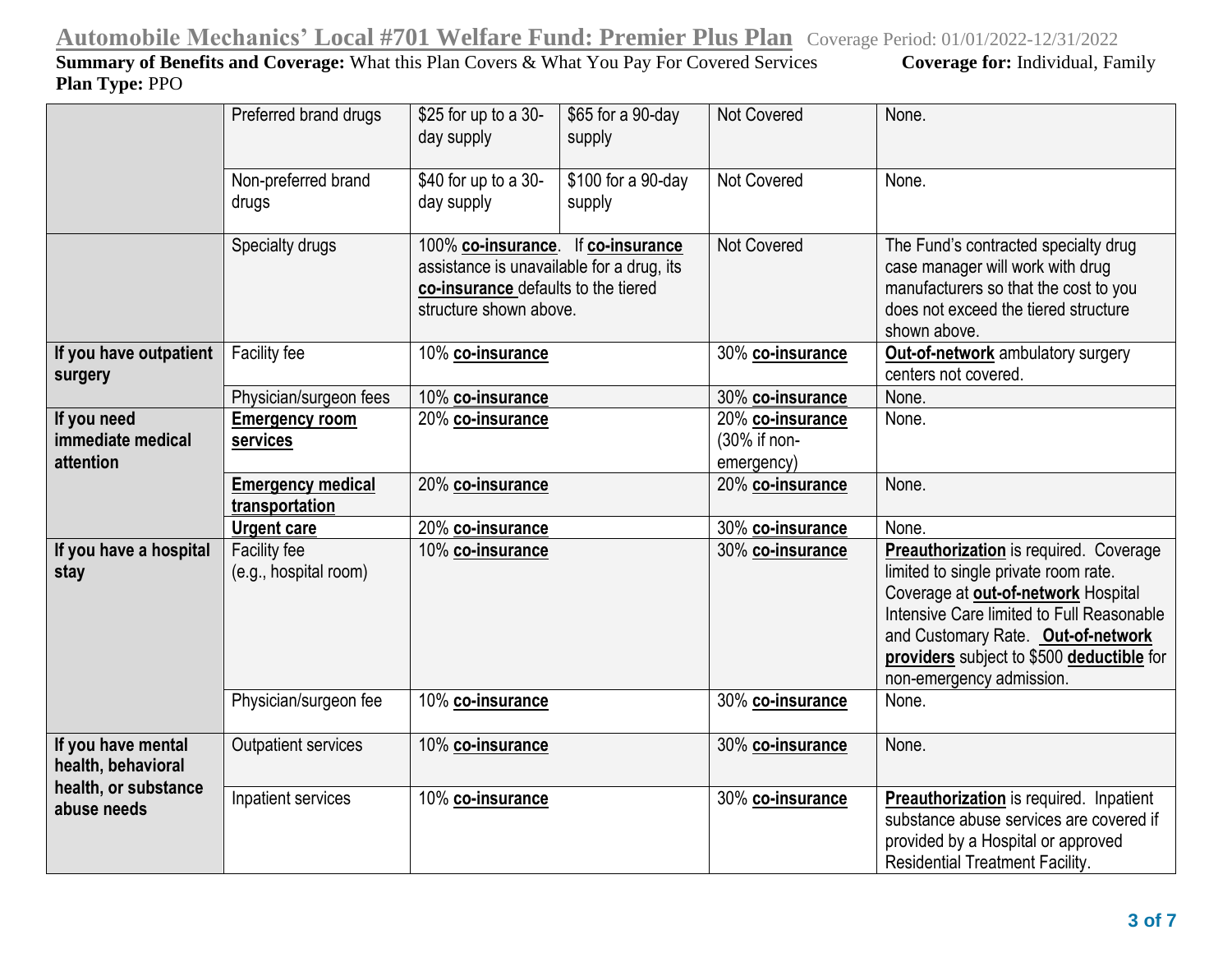**Automobile Mechanics' Local #701 Welfare Fund: Premier Plus Plan** Coverage Period: 01/01/2022-12/31/2022
**Summary of Benefits and Coverage:** What this Plan Covers & What You Pay For Covered Services **Coverage for:** Individual, Family
**Plan Type:** PPO

| | | | | | |
|---|---|---|---|---|---|
| | Preferred brand drugs | $25 for up to a 30-day supply | $65 for a 90-day supply | Not Covered | None. |
| | Non-preferred brand drugs | $40 for up to a 30-day supply | $100 for a 90-day supply | Not Covered | None. |
| | Specialty drugs | 100% **co-insurance**. If **co-insurance** assistance is unavailable for a drug, its **co-insurance** defaults to the tiered structure shown above. | | Not Covered | The Fund's contracted specialty drug case manager will work with drug manufacturers so that the cost to you does not exceed the tiered structure shown above. |
| **If you have outpatient surgery** | Facility fee | 10% **co-insurance** | | 30% **co-insurance** | **Out-of-network** ambulatory surgery centers not covered. |
| | Physician/surgeon fees | 10% **co-insurance** | | 30% **co-insurance** | None. |
| **If you need immediate medical attention** | **Emergency room services** | 20% **co-insurance** | | 20% **co-insurance** (30% if non-emergency) | None. |
| | **Emergency medical transportation** | 20% **co-insurance** | | 20% **co-insurance** | None. |
| | **Urgent care** | 20% **co-insurance** | | 30% **co-insurance** | None. |
| **If you have a hospital stay** | Facility fee (e.g., hospital room) | 10% **co-insurance** | | 30% **co-insurance** | **Preauthorization** is required. Coverage limited to single private room rate. Coverage at **out-of-network** Hospital Intensive Care limited to Full Reasonable and Customary Rate. **Out-of-network providers** subject to $500 **deductible** for non-emergency admission. |
| | Physician/surgeon fee | 10% **co-insurance** | | 30% **co-insurance** | None. |
| **If you have mental health, behavioral health, or substance abuse needs** | Outpatient services | 10% **co-insurance** | | 30% **co-insurance** | None. |
| | Inpatient services | 10% **co-insurance** | | 30% **co-insurance** | **Preauthorization** is required. Inpatient substance abuse services are covered if provided by a Hospital or approved Residential Treatment Facility. |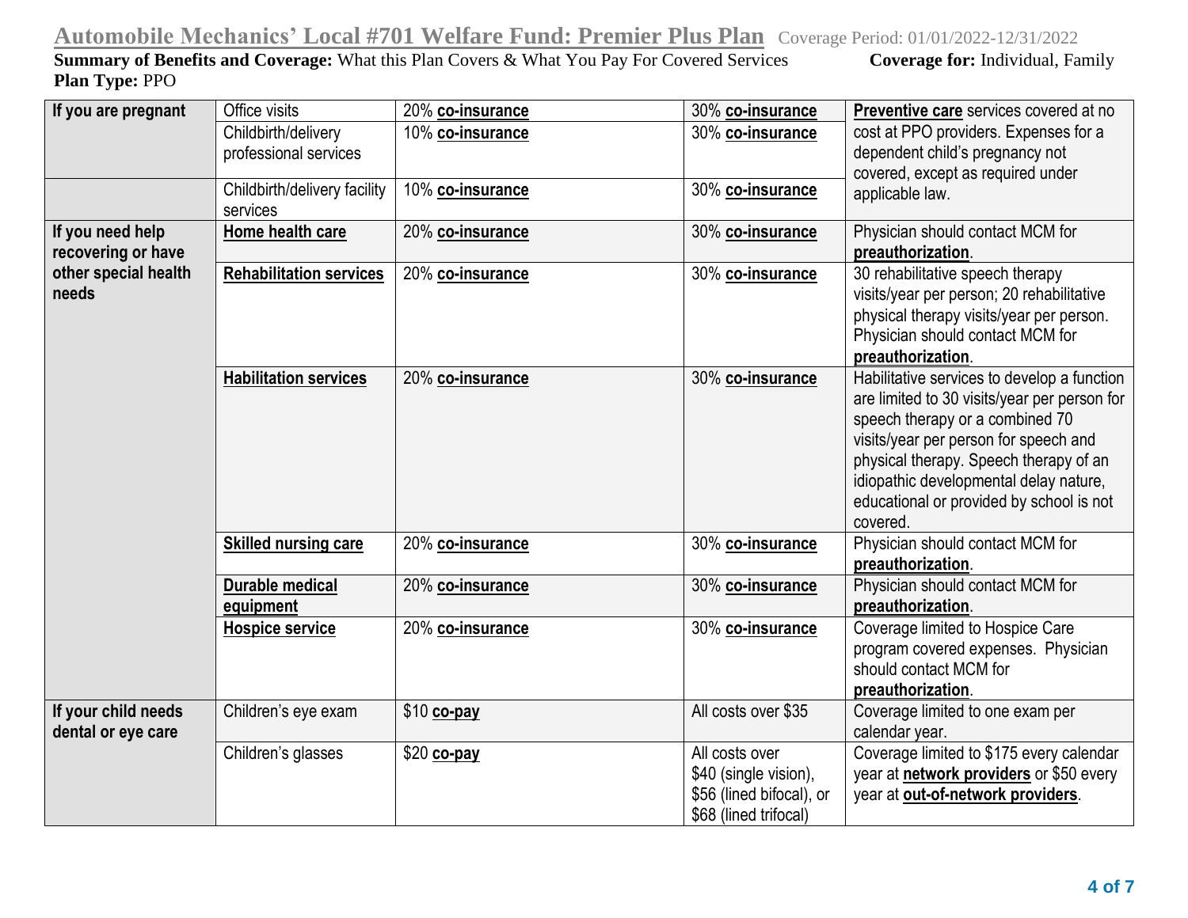# Automobile Mechanics' Local #701 Welfare Fund: Premier Plus Plan

Coverage Period: 01/01/2022-12/31/2022

**Summary of Benefits and Coverage:** What this Plan Covers & What You Pay For Covered Services **Coverage for:** Individual, Family **Plan Type:** PPO

| | | | | |
|---|---|---|---|---|
| **If you are pregnant** | Office visits | 20% **co-insurance** | 30% **co-insurance** | **Preventive care** services covered at no cost at PPO providers. Expenses for a dependent child's pregnancy not covered, except as required under applicable law. |
| | Childbirth/delivery professional services | 10% **co-insurance** | 30% **co-insurance** | |
| | Childbirth/delivery facility services | 10% **co-insurance** | 30% **co-insurance** | |
| **If you need help recovering or have other special health needs** | **Home health care** | 20% **co-insurance** | 30% **co-insurance** | Physician should contact MCM for **preauthorization**. |
| | **Rehabilitation services** | 20% **co-insurance** | 30% **co-insurance** | 30 rehabilitative speech therapy visits/year per person; 20 rehabilitative physical therapy visits/year per person. Physician should contact MCM for **preauthorization**. |
| | **Habilitation services** | 20% **co-insurance** | 30% **co-insurance** | Habilitative services to develop a function are limited to 30 visits/year per person for speech therapy or a combined 70 visits/year per person for speech and physical therapy. Speech therapy of an idiopathic developmental delay nature, educational or provided by school is not covered. |
| | **Skilled nursing care** | 20% **co-insurance** | 30% **co-insurance** | Physician should contact MCM for **preauthorization**. |
| | **Durable medical equipment** | 20% **co-insurance** | 30% **co-insurance** | Physician should contact MCM for **preauthorization**. |
| | **Hospice service** | 20% **co-insurance** | 30% **co-insurance** | Coverage limited to Hospice Care program covered expenses. Physician should contact MCM for **preauthorization**. |
| **If your child needs dental or eye care** | Children's eye exam | $10 **co-pay** | All costs over $35 | Coverage limited to one exam per calendar year. |
| | Children's glasses | $20 **co-pay** | All costs over $40 (single vision), $56 (lined bifocal), or $68 (lined trifocal) | Coverage limited to $175 every calendar year at **network providers** or $50 every year at **out-of-network providers**. |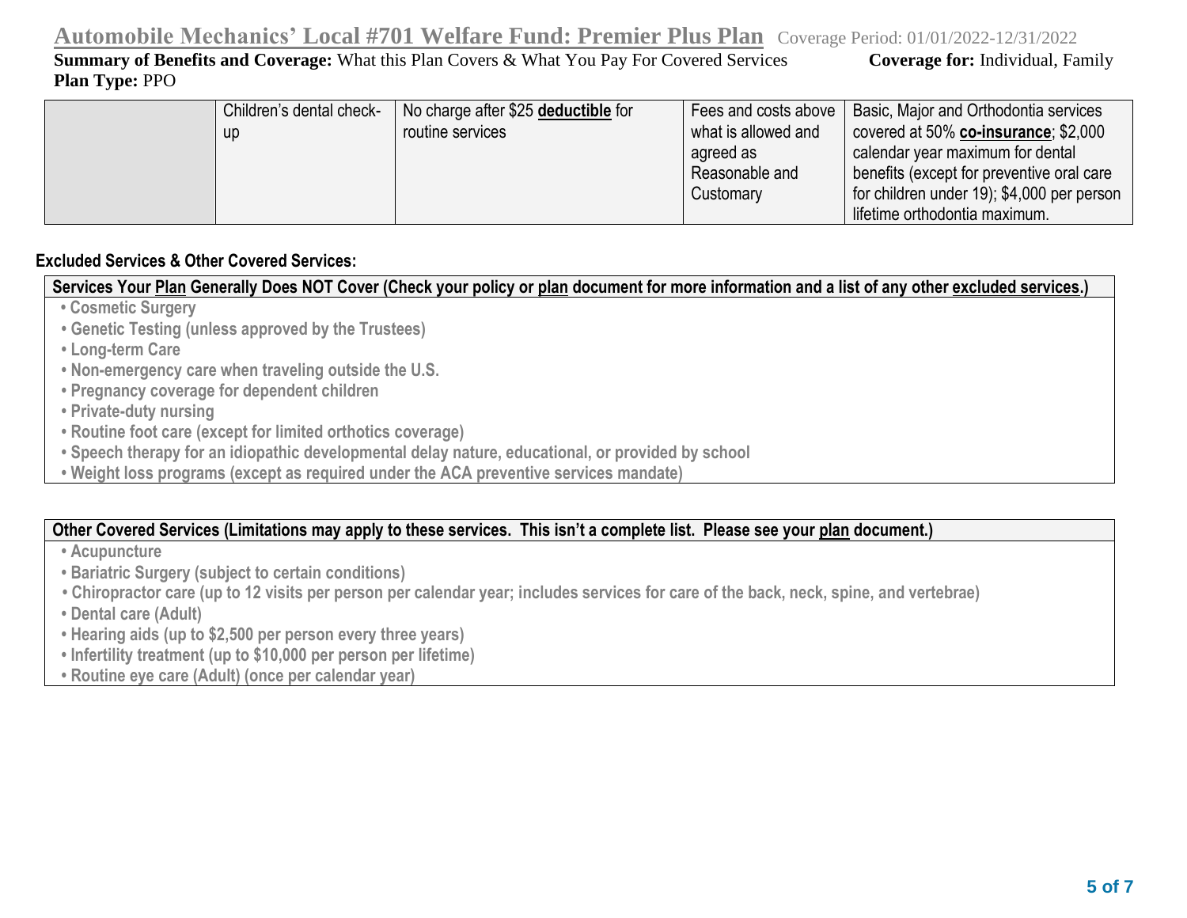**Automobile Mechanics' Local #701 Welfare Fund: Premier Plus Plan** Coverage Period: 01/01/2022-12/31/2022

**Summary of Benefits and Coverage:** What this Plan Covers & What You Pay For Covered Services **Coverage for:** Individual, Family

**Plan Type:** PPO

| | | | | |
|---|---|---|---|---|
| | Children's dental check-up | No charge after $25 **deductible** for routine services | Fees and costs above what is allowed and agreed as Reasonable and Customary | Basic, Major and Orthodontia services covered at 50% **co-insurance**; $2,000 calendar year maximum for dental benefits (except for preventive oral care for children under 19); $4,000 per person lifetime orthodontia maximum. |

**Excluded Services & Other Covered Services:**

**Services Your Plan Generally Does NOT Cover (Check your policy or plan document for more information and a list of any other excluded services.)**

- **Cosmetic Surgery**
- **Genetic Testing (unless approved by the Trustees)**
- **Long-term Care**
- **Non-emergency care when traveling outside the U.S.**
- **Pregnancy coverage for dependent children**
- **Private-duty nursing**
- **Routine foot care (except for limited orthotics coverage)**
- **Speech therapy for an idiopathic developmental delay nature, educational, or provided by school**
- **Weight loss programs (except as required under the ACA preventive services mandate)**

**Other Covered Services (Limitations may apply to these services. This isn't a complete list. Please see your plan document.)**

- **Acupuncture**
- **Bariatric Surgery (subject to certain conditions)**
- **Chiropractor care (up to 12 visits per person per calendar year; includes services for care of the back, neck, spine, and vertebrae)**
- **Dental care (Adult)**
- **Hearing aids (up to $2,500 per person every three years)**
- **Infertility treatment (up to $10,000 per person per lifetime)**
- **Routine eye care (Adult) (once per calendar year)**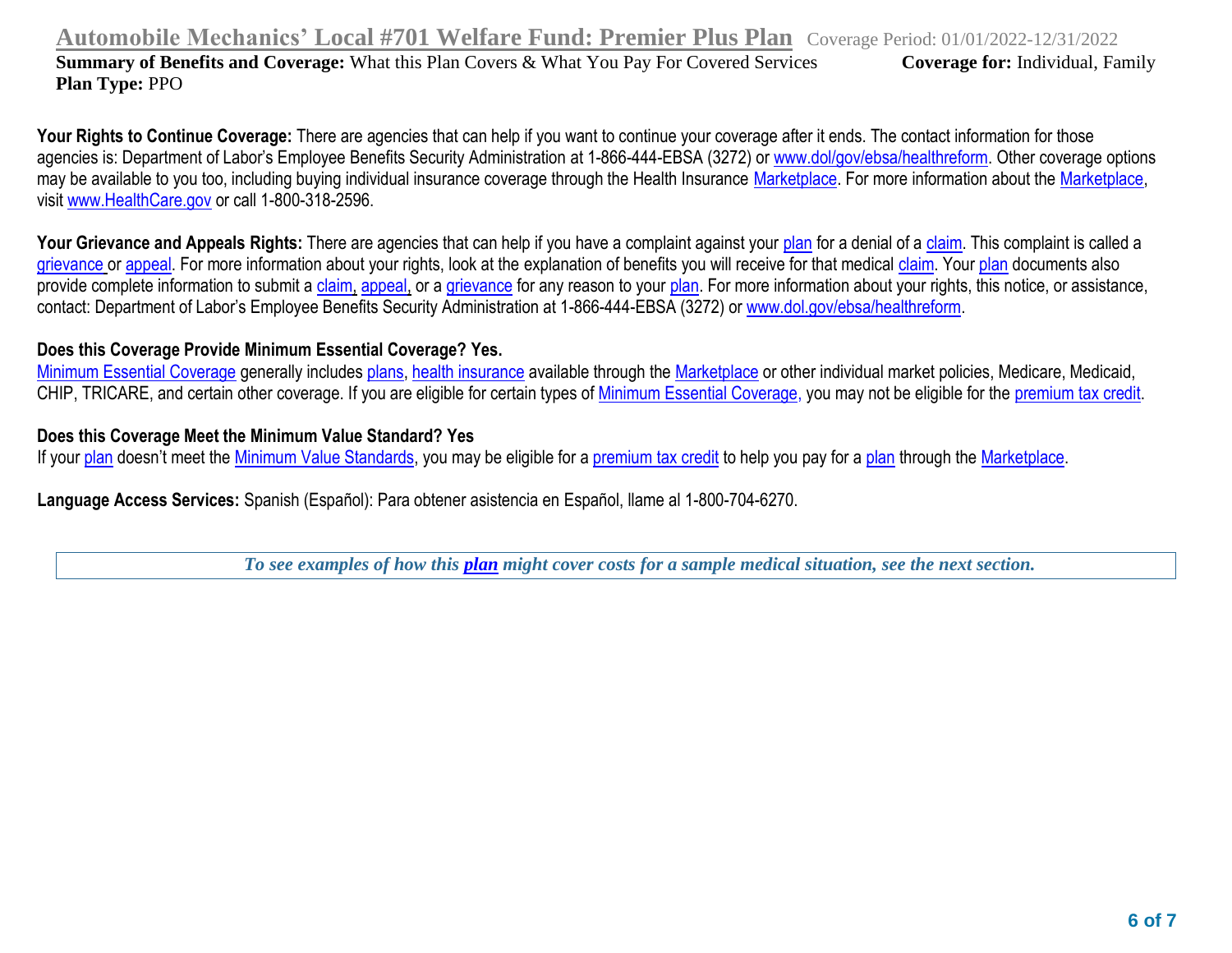**Your Rights to Continue Coverage:** There are agencies that can help if you want to continue your coverage after it ends. The contact information for those agencies is: Department of Labor's Employee Benefits Security Administration at 1-866-444-EBSA (3272) or www.dol/gov/ebsa/healthreform. Other coverage options may be available to you too, including buying individual insurance coverage through the Health Insurance Marketplace. For more information about the Marketplace, visit www.HealthCare.gov or call 1-800-318-2596.

**Your Grievance and Appeals Rights:** There are agencies that can help if you have a complaint against your plan for a denial of a claim. This complaint is called a grievance or appeal. For more information about your rights, look at the explanation of benefits you will receive for that medical claim. Your plan documents also provide complete information to submit a claim, appeal, or a grievance for any reason to your plan. For more information about your rights, this notice, or assistance, contact: Department of Labor's Employee Benefits Security Administration at 1-866-444-EBSA (3272) or www.dol.gov/ebsa/healthreform.

**Does this Coverage Provide Minimum Essential Coverage? Yes.**

Minimum Essential Coverage generally includes plans, health insurance available through the Marketplace or other individual market policies, Medicare, Medicaid, CHIP, TRICARE, and certain other coverage. If you are eligible for certain types of Minimum Essential Coverage, you may not be eligible for the premium tax credit.

**Does this Coverage Meet the Minimum Value Standard? Yes**

If your plan doesn't meet the Minimum Value Standards, you may be eligible for a premium tax credit to help you pay for a plan through the Marketplace.

**Language Access Services:** Spanish (Español): Para obtener asistencia en Español, llame al 1-800-704-6270.

*To see examples of how this **plan** might cover costs for a sample medical situation, see the next section.*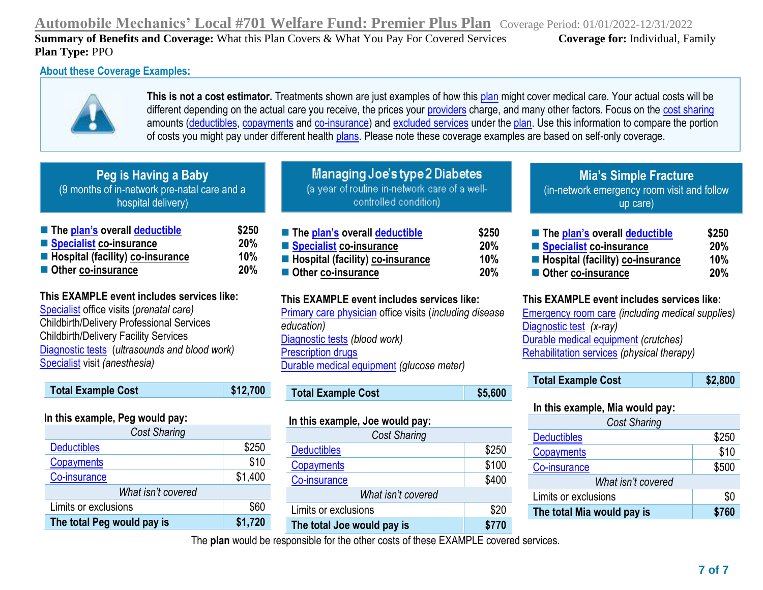# Automobile Mechanics' Local #701 Welfare Fund: Premier Plus Plan

Coverage Period: 01/01/2022-12/31/2022

**Summary of Benefits and Coverage:** What this Plan Covers & What You Pay For Covered Services **Coverage for:** Individual, Family **Plan Type:** PPO

## About these Coverage Examples:

**This is not a cost estimator.** Treatments shown are just examples of how this plan might cover medical care. Your actual costs will be different depending on the actual care you receive, the prices your providers charge, and many other factors. Focus on the cost sharing amounts (deductibles, copayments and co-insurance) and excluded services under the plan. Use this information to compare the portion of costs you might pay under different health plans. Please note these coverage examples are based on self-only coverage.

### Peg is Having a Baby
(9 months of in-network pre-natal care and a hospital delivery)

- **The plan's overall deductible** **$250**
- **Specialist co-insurance** **20%**
- **Hospital (facility) co-insurance** **10%**
- **Other co-insurance** **20%**

**This EXAMPLE event includes services like:**
Specialist office visits (*prenatal care)*
Childbirth/Delivery Professional Services
Childbirth/Delivery Facility Services
Diagnostic tests (*ultrasounds and blood work)*
Specialist visit *(anesthesia)*

| | |
|---|---|
| **Total Example Cost** | **$12,700** |

**In this example, Peg would pay:**

| *Cost Sharing* | |
|---|---|
| Deductibles | $250 |
| Copayments | $10 |
| Co-insurance | $1,400 |
| *What isn't covered* | |
| Limits or exclusions | $60 |
| **The total Peg would pay is** | **$1,720** |

### Managing Joe's type 2 Diabetes
(a year of routine in-network care of a well-controlled condition)

- **The plan's overall deductible** **$250**
- **Specialist co-insurance** **20%**
- **Hospital (facility) co-insurance** **10%**
- **Other co-insurance** **20%**

**This EXAMPLE event includes services like:**
Primary care physician office visits (*including disease education)*
Diagnostic tests *(blood work)*
Prescription drugs
Durable medical equipment *(glucose meter)*

| | |
|---|---|
| **Total Example Cost** | **$5,600** |

**In this example, Joe would pay:**

| *Cost Sharing* | |
|---|---|
| Deductibles | $250 |
| Copayments | $100 |
| Co-insurance | $400 |
| *What isn't covered* | |
| Limits or exclusions | $20 |
| **The total Joe would pay is** | **$770** |

### Mia's Simple Fracture
(in-network emergency room visit and follow up care)

- **The plan's overall deductible** **$250**
- **Specialist co-insurance** **20%**
- **Hospital (facility) co-insurance** **10%**
- **Other co-insurance** **20%**

**This EXAMPLE event includes services like:**
Emergency room care *(including medical supplies)*
Diagnostic test *(x-ray)*
Durable medical equipment *(crutches)*
Rehabilitation services *(physical therapy)*

| | |
|---|---|
| **Total Example Cost** | **$2,800** |

**In this example, Mia would pay:**

| *Cost Sharing* | |
|---|---|
| Deductibles | $250 |
| Copayments | $10 |
| Co-insurance | $500 |
| *What isn't covered* | |
| Limits or exclusions | $0 |
| **The total Mia would pay is** | **$760** |

The **plan** would be responsible for the other costs of these EXAMPLE covered services.